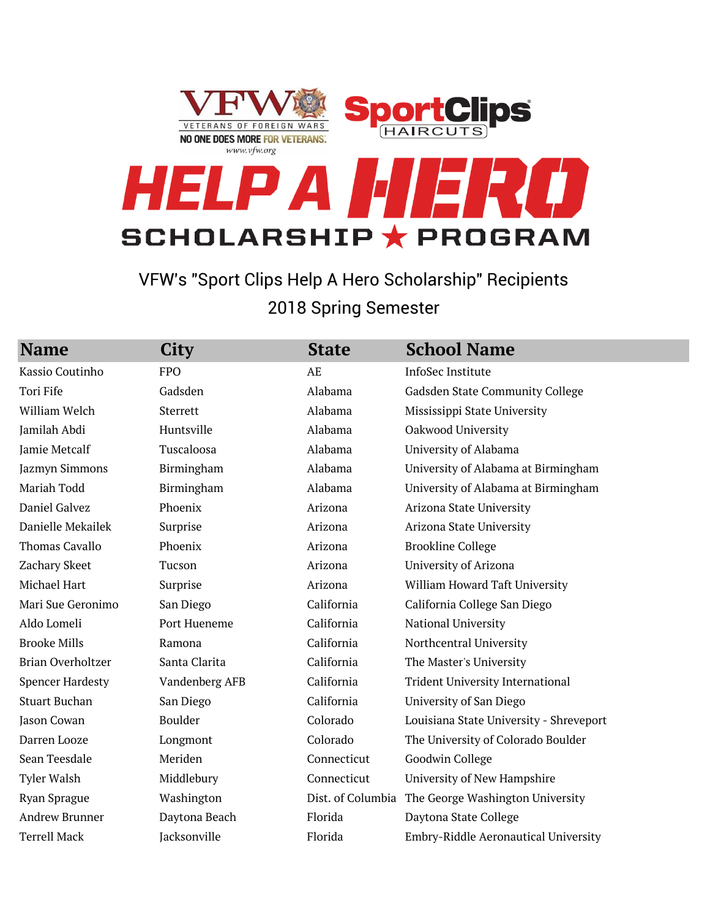VFW VETERANS OF FOREIGN WARS

NO ONE DOES MORE FOR VETERANS.

www.vfw.org

SportClips HAIRCUTS

# HELP A HERO SCHOLARSHIP ★ PROGRAM

## VFW's "Sport Clips Help A Hero Scholarship" Recipients

## 2018 Spring Semester

| Name | City | State | School Name |
|---|---|---|---|
| Kassio Coutinho | FPO | AE | InfoSec Institute |
| Tori Fife | Gadsden | Alabama | Gadsden State Community College |
| William Welch | Sterrett | Alabama | Mississippi State University |
| Jamilah Abdi | Huntsville | Alabama | Oakwood University |
| Jamie Metcalf | Tuscaloosa | Alabama | University of Alabama |
| Jazmyn Simmons | Birmingham | Alabama | University of Alabama at Birmingham |
| Mariah Todd | Birmingham | Alabama | University of Alabama at Birmingham |
| Daniel Galvez | Phoenix | Arizona | Arizona State University |
| Danielle Mekailek | Surprise | Arizona | Arizona State University |
| Thomas Cavallo | Phoenix | Arizona | Brookline College |
| Zachary Skeet | Tucson | Arizona | University of Arizona |
| Michael Hart | Surprise | Arizona | William Howard Taft University |
| Mari Sue Geronimo | San Diego | California | California College San Diego |
| Aldo Lomeli | Port Hueneme | California | National University |
| Brooke Mills | Ramona | California | Northcentral University |
| Brian Overholtzer | Santa Clarita | California | The Master's University |
| Spencer Hardesty | Vandenberg AFB | California | Trident University International |
| Stuart Buchan | San Diego | California | University of San Diego |
| Jason Cowan | Boulder | Colorado | Louisiana State University - Shreveport |
| Darren Looze | Longmont | Colorado | The University of Colorado Boulder |
| Sean Teesdale | Meriden | Connecticut | Goodwin College |
| Tyler Walsh | Middlebury | Connecticut | University of New Hampshire |
| Ryan Sprague | Washington | Dist. of Columbia | The George Washington University |
| Andrew Brunner | Daytona Beach | Florida | Daytona State College |
| Terrell Mack | Jacksonville | Florida | Embry-Riddle Aeronautical University |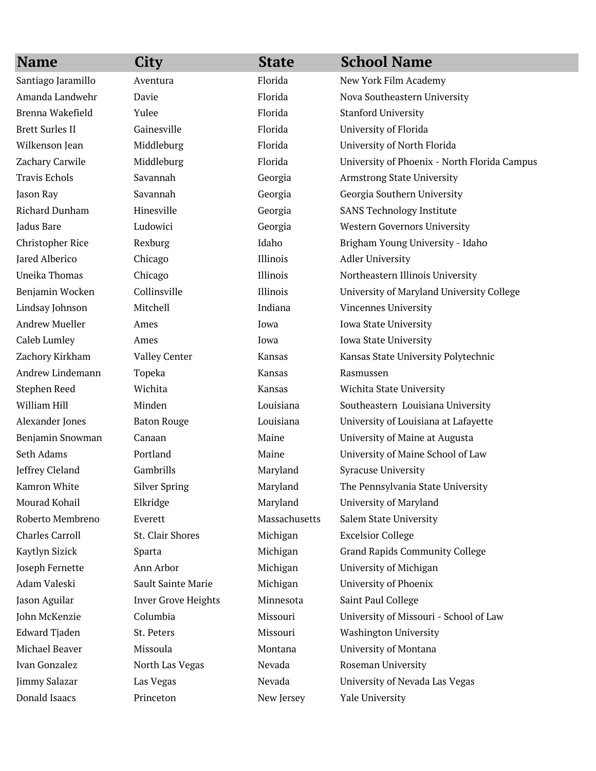| Name | City | State | School Name |
|---|---|---|---|
| Santiago Jaramillo | Aventura | Florida | New York Film Academy |
| Amanda Landwehr | Davie | Florida | Nova Southeastern University |
| Brenna Wakefield | Yulee | Florida | Stanford University |
| Brett Surles II | Gainesville | Florida | University of Florida |
| Wilkenson Jean | Middleburg | Florida | University of North Florida |
| Zachary Carwile | Middleburg | Florida | University of Phoenix - North Florida Campus |
| Travis Echols | Savannah | Georgia | Armstrong State University |
| Jason Ray | Savannah | Georgia | Georgia Southern University |
| Richard Dunham | Hinesville | Georgia | SANS Technology Institute |
| Jadus Bare | Ludowici | Georgia | Western Governors University |
| Christopher Rice | Rexburg | Idaho | Brigham Young University - Idaho |
| Jared Alberico | Chicago | Illinois | Adler University |
| Uneika Thomas | Chicago | Illinois | Northeastern Illinois University |
| Benjamin Wocken | Collinsville | Illinois | University of Maryland University College |
| Lindsay Johnson | Mitchell | Indiana | Vincennes University |
| Andrew Mueller | Ames | Iowa | Iowa State University |
| Caleb Lumley | Ames | Iowa | Iowa State University |
| Zachory Kirkham | Valley Center | Kansas | Kansas State University Polytechnic |
| Andrew Lindemann | Topeka | Kansas | Rasmussen |
| Stephen Reed | Wichita | Kansas | Wichita State University |
| William Hill | Minden | Louisiana | Southeastern Louisiana University |
| Alexander Jones | Baton Rouge | Louisiana | University of Louisiana at Lafayette |
| Benjamin Snowman | Canaan | Maine | University of Maine at Augusta |
| Seth Adams | Portland | Maine | University of Maine School of Law |
| Jeffrey Cleland | Gambrills | Maryland | Syracuse University |
| Kamron White | Silver Spring | Maryland | The Pennsylvania State University |
| Mourad Kohail | Elkridge | Maryland | University of Maryland |
| Roberto Membreno | Everett | Massachusetts | Salem State University |
| Charles Carroll | St. Clair Shores | Michigan | Excelsior College |
| Kaytlyn Sizick | Sparta | Michigan | Grand Rapids Community College |
| Joseph Fernette | Ann Arbor | Michigan | University of Michigan |
| Adam Valeski | Sault Sainte Marie | Michigan | University of Phoenix |
| Jason Aguilar | Inver Grove Heights | Minnesota | Saint Paul College |
| John McKenzie | Columbia | Missouri | University of Missouri - School of Law |
| Edward Tjaden | St. Peters | Missouri | Washington University |
| Michael Beaver | Missoula | Montana | University of Montana |
| Ivan Gonzalez | North Las Vegas | Nevada | Roseman University |
| Jimmy Salazar | Las Vegas | Nevada | University of Nevada Las Vegas |
| Donald Isaacs | Princeton | New Jersey | Yale University |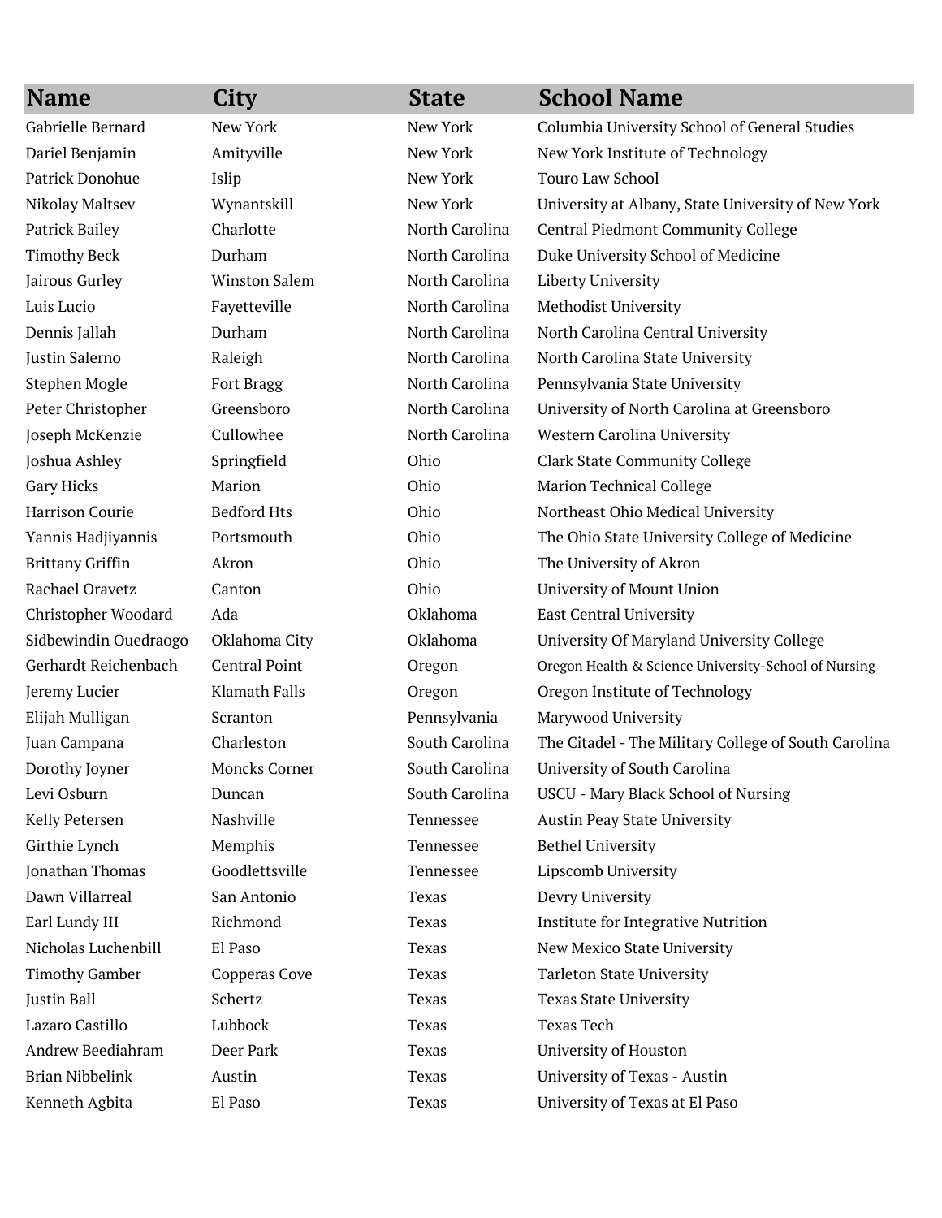| Name | City | State | School Name |
|---|---|---|---|
| Gabrielle Bernard | New York | New York | Columbia University School of General Studies |
| Dariel Benjamin | Amityville | New York | New York Institute of Technology |
| Patrick Donohue | Islip | New York | Touro Law School |
| Nikolay Maltsev | Wynantskill | New York | University at Albany, State University of New York |
| Patrick Bailey | Charlotte | North Carolina | Central Piedmont Community College |
| Timothy Beck | Durham | North Carolina | Duke University School of Medicine |
| Jairous Gurley | Winston Salem | North Carolina | Liberty University |
| Luis Lucio | Fayetteville | North Carolina | Methodist University |
| Dennis Jallah | Durham | North Carolina | North Carolina Central University |
| Justin Salerno | Raleigh | North Carolina | North Carolina State University |
| Stephen Mogle | Fort Bragg | North Carolina | Pennsylvania State University |
| Peter Christopher | Greensboro | North Carolina | University of North Carolina at Greensboro |
| Joseph McKenzie | Cullowhee | North Carolina | Western Carolina University |
| Joshua Ashley | Springfield | Ohio | Clark State Community College |
| Gary Hicks | Marion | Ohio | Marion Technical College |
| Harrison Courie | Bedford Hts | Ohio | Northeast Ohio Medical University |
| Yannis Hadjiyannis | Portsmouth | Ohio | The Ohio State University College of Medicine |
| Brittany Griffin | Akron | Ohio | The University of Akron |
| Rachael Oravetz | Canton | Ohio | University of Mount Union |
| Christopher Woodard | Ada | Oklahoma | East Central University |
| Sidbewindin Ouedraogo | Oklahoma City | Oklahoma | University Of Maryland University College |
| Gerhardt Reichenbach | Central Point | Oregon | Oregon Health & Science University-School of Nursing |
| Jeremy Lucier | Klamath Falls | Oregon | Oregon Institute of Technology |
| Elijah Mulligan | Scranton | Pennsylvania | Marywood University |
| Juan Campana | Charleston | South Carolina | The Citadel - The Military College of South Carolina |
| Dorothy Joyner | Moncks Corner | South Carolina | University of South Carolina |
| Levi Osburn | Duncan | South Carolina | USCU - Mary Black School of Nursing |
| Kelly Petersen | Nashville | Tennessee | Austin Peay State University |
| Girthie Lynch | Memphis | Tennessee | Bethel University |
| Jonathan Thomas | Goodlettsville | Tennessee | Lipscomb University |
| Dawn Villarreal | San Antonio | Texas | Devry University |
| Earl Lundy III | Richmond | Texas | Institute for Integrative Nutrition |
| Nicholas Luchenbill | El Paso | Texas | New Mexico State University |
| Timothy Gamber | Copperas Cove | Texas | Tarleton State University |
| Justin Ball | Schertz | Texas | Texas State University |
| Lazaro Castillo | Lubbock | Texas | Texas Tech |
| Andrew Beediahram | Deer Park | Texas | University of Houston |
| Brian Nibbelink | Austin | Texas | University of Texas - Austin |
| Kenneth Agbita | El Paso | Texas | University of Texas at El Paso |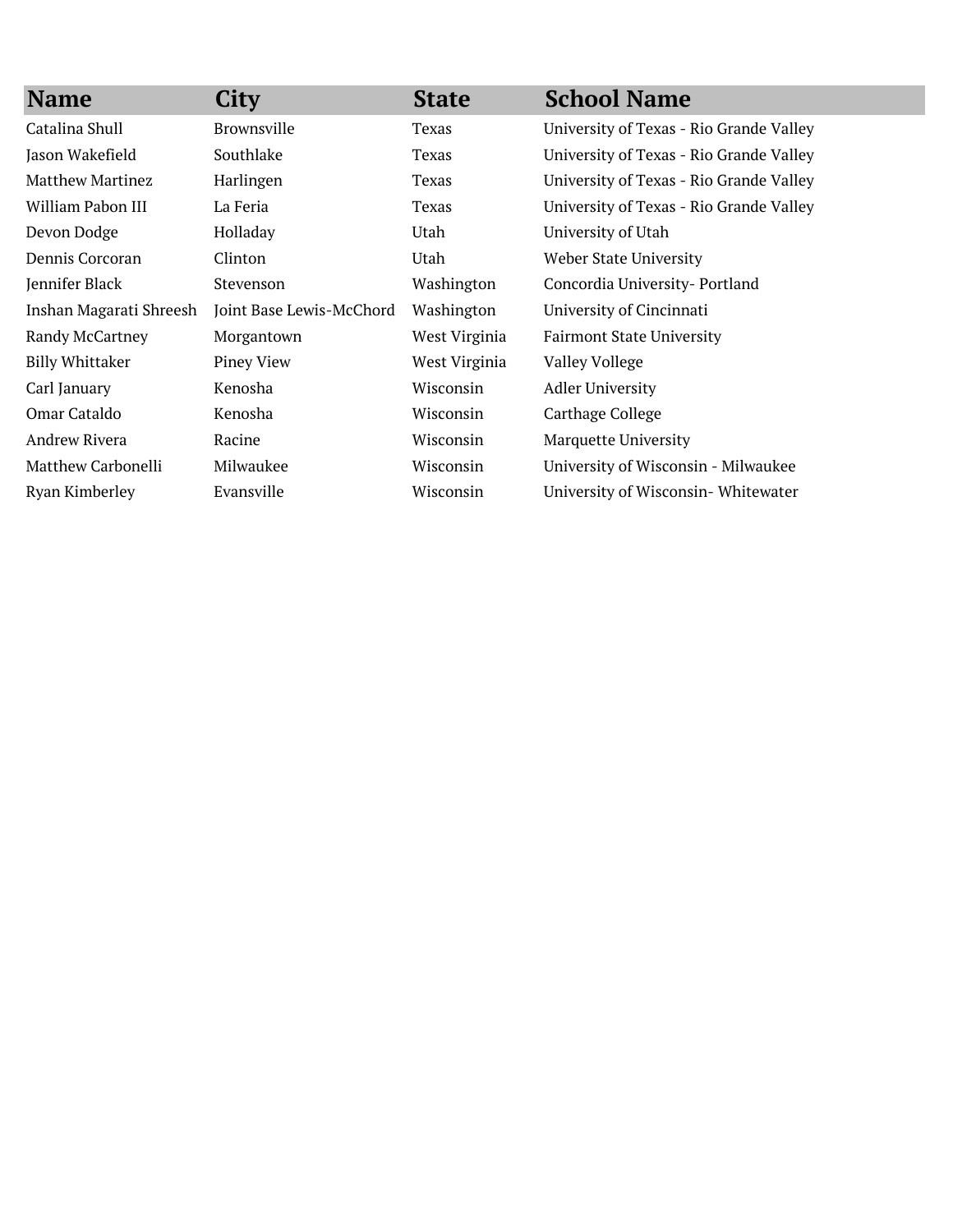| Name | City | State | School Name |
|---|---|---|---|
| Catalina Shull | Brownsville | Texas | University of Texas - Rio Grande Valley |
| Jason Wakefield | Southlake | Texas | University of Texas - Rio Grande Valley |
| Matthew Martinez | Harlingen | Texas | University of Texas - Rio Grande Valley |
| William Pabon III | La Feria | Texas | University of Texas - Rio Grande Valley |
| Devon Dodge | Holladay | Utah | University of Utah |
| Dennis Corcoran | Clinton | Utah | Weber State University |
| Jennifer Black | Stevenson | Washington | Concordia University- Portland |
| Inshan Magarati Shreesh | Joint Base Lewis-McChord | Washington | University of Cincinnati |
| Randy McCartney | Morgantown | West Virginia | Fairmont State University |
| Billy Whittaker | Piney View | West Virginia | Valley Vollege |
| Carl January | Kenosha | Wisconsin | Adler University |
| Omar Cataldo | Kenosha | Wisconsin | Carthage College |
| Andrew Rivera | Racine | Wisconsin | Marquette University |
| Matthew Carbonelli | Milwaukee | Wisconsin | University of Wisconsin - Milwaukee |
| Ryan Kimberley | Evansville | Wisconsin | University of Wisconsin- Whitewater |